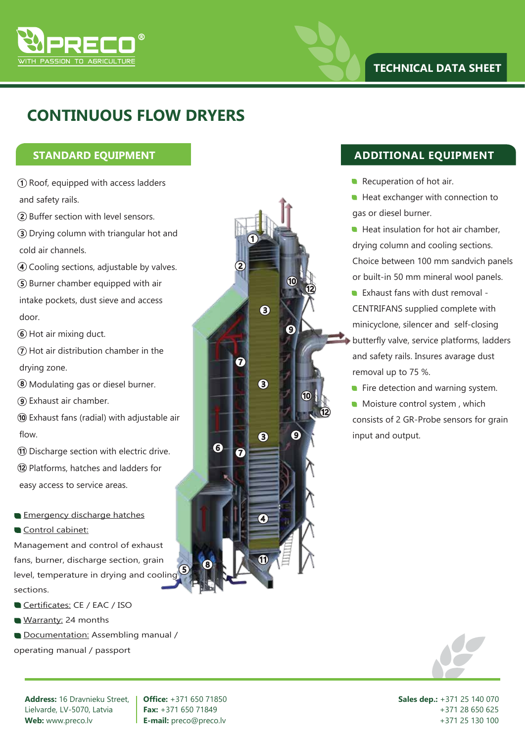PRECO®

WITH PASSION TO AGRICULTURE

TECHNICAL DATA SHEET

# CONTINUOUS FLOW DRYERS

## STANDARD EQUIPMENT

1. Roof, equipped with access ladders and safety rails.
2. Buffer section with level sensors.
3. Drying column with triangular hot and cold air channels.
4. Cooling sections, adjustable by valves.
5. Burner chamber equipped with air intake pockets, dust sieve and access door.
6. Hot air mixing duct.
7. Hot air distribution chamber in the drying zone.
8. Modulating gas or diesel burner.
9. Exhaust air chamber.
10. Exhaust fans (radial) with adjustable air flow.
11. Discharge section with electric drive.
12. Platforms, hatches and ladders for easy access to service areas.

- Emergency discharge hatches
- Control cabinet:

Management and control of exhaust fans, burner, discharge section, grain level, temperature in drying and cooling sections.

- Certificates: CE / EAC / ISO
- Warranty: 24 months
- Documentation: Assembling manual / operating manual / passport

## ADDITIONAL EQUIPMENT

- Recuperation of hot air.
- Heat exchanger with connection to gas or diesel burner.
- Heat insulation for hot air chamber, drying column and cooling sections. Choice between 100 mm sandvich panels or built-in 50 mm mineral wool panels.
- Exhaust fans with dust removal - CENTRIFANS supplied complete with minicyclone, silencer and self-closing butterfly valve, service platforms, ladders and safety rails. Insures avarage dust removal up to 75 %.
- Fire detection and warning system.
- Moisture control system , which consists of 2 GR-Probe sensors for grain input and output.

**Address:** 16 Dravnieku Street, Lielvarde, LV-5070, Latvia
**Web:** www.preco.lv

**Office:** +371 650 71850
**Fax:** +371 650 71849
**E-mail:** preco@preco.lv

**Sales dep.:** +371 25 140 070
+371 28 650 625
+371 25 130 100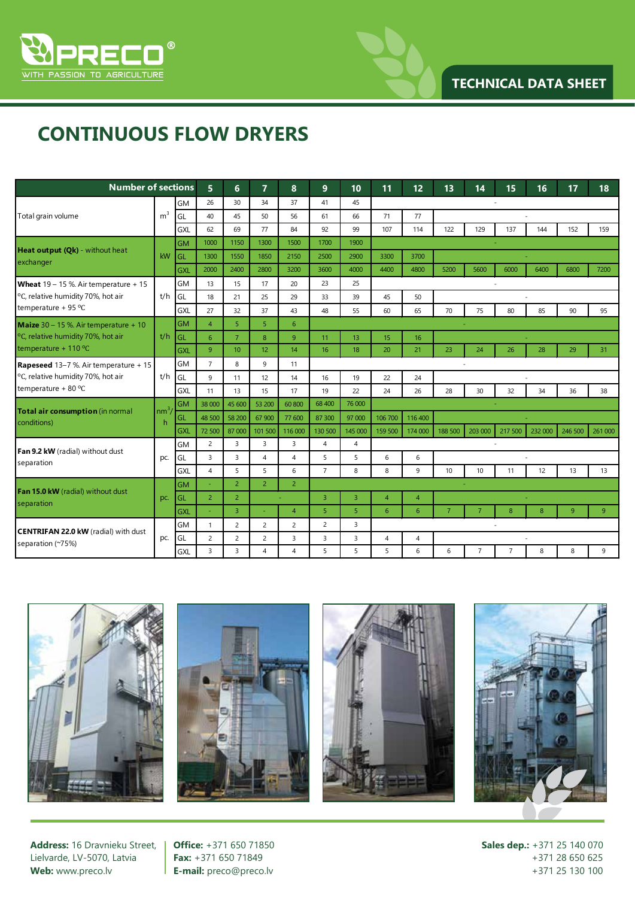# CONTINUOUS FLOW DRYERS

| Number of sections | | | 5 | 6 | 7 | 8 | 9 | 10 | 11 | 12 | 13 | 14 | 15 | 16 | 17 | 18 |
|---|---|---|---|---|---|---|---|---|---|---|---|---|---|---|---|---|
| Total grain volume | $m^3$ | GM | 26 | 30 | 34 | 37 | 41 | 45 | - | | | | | | | |
| | | GL | 40 | 45 | 50 | 56 | 61 | 66 | 71 | 77 | - | | | | | |
| | | GXL | 62 | 69 | 77 | 84 | 92 | 99 | 107 | 114 | 122 | 129 | 137 | 144 | 152 | 159 |
| **Heat output (Qk)** - without heat exchanger | kW | GM | 1000 | 1150 | 1300 | 1500 | 1700 | 1900 | - | | | | | | | |
| | | GL | 1300 | 1550 | 1850 | 2150 | 2500 | 2900 | 3300 | 3700 | - | | | | | |
| | | GXL | 2000 | 2400 | 2800 | 3200 | 3600 | 4000 | 4400 | 4800 | 5200 | 5600 | 6000 | 6400 | 6800 | 7200 |
| **Wheat** 19 – 15 %. Air temperature + 15 °C, relative humidity 70%, hot air temperature + 95 °C | t/h | GM | 13 | 15 | 17 | 20 | 23 | 25 | - | | | | | | | |
| | | GL | 18 | 21 | 25 | 29 | 33 | 39 | 45 | 50 | - | | | | | |
| | | GXL | 27 | 32 | 37 | 43 | 48 | 55 | 60 | 65 | 70 | 75 | 80 | 85 | 90 | 95 |
| **Maize** 30 – 15 %. Air temperature + 10 °C, relative humidity 70%, hot air temperature + 110 °C | t/h | GM | 4 | 5 | 5 | 6 | - | | | | | | | | | |
| | | GL | 6 | 7 | 8 | 9 | 11 | 13 | 15 | 16 | - | | | | | |
| | | GXL | 9 | 10 | 12 | 14 | 16 | 18 | 20 | 21 | 23 | 24 | 26 | 28 | 29 | 31 |
| **Rapeseed** 13–7 %. Air temperature + 15 °C, relative humidity 70%, hot air temperature + 80 °C | t/h | GM | 7 | 8 | 9 | 11 | - | | | | | | | | | |
| | | GL | 9 | 11 | 12 | 14 | 16 | 19 | 22 | 24 | - | | | | | |
| | | GXL | 11 | 13 | 15 | 17 | 19 | 22 | 24 | 26 | 28 | 30 | 32 | 34 | 36 | 38 |
| **Total air consumption** (in normal conditions) | $nm^3/h$ | GM | 38 000 | 45 600 | 53 200 | 60 800 | 68 400 | 76 000 | - | | | | | | | |
| | | GL | 48 500 | 58 200 | 67 900 | 77 600 | 87 300 | 97 000 | 106 700 | 116 400 | - | | | | | |
| | | GXL | 72 500 | 87 000 | 101 500 | 116 000 | 130 500 | 145 000 | 159 500 | 174 000 | 188 500 | 203 000 | 217 500 | 232 000 | 246 500 | 261 000 |
| **Fan 9.2 kW** (radial) without dust separation | pc. | GM | 2 | 3 | 3 | 3 | 4 | 4 | - | | | | | | | |
| | | GL | 3 | 3 | 4 | 4 | 5 | 5 | 6 | 6 | - | | | | | |
| | | GXL | 4 | 5 | 5 | 6 | 7 | 8 | 8 | 9 | 10 | 10 | 11 | 12 | 13 | 13 |
| **Fan 15.0 kW** (radial) without dust separation | pc. | GM | - | 2 | 2 | 2 | - | | | | | | | | | |
| | | GL | 2 | 2 | - | | 3 | 3 | 4 | 4 | - | | | | | |
| | | GXL | - | 3 | - | 4 | 5 | 5 | 6 | 6 | 7 | 7 | 8 | 8 | 9 | 9 |
| **CENTRIFAN 22.0 kW** (radial) with dust separation (~75%) | pc. | GM | 1 | 2 | 2 | 2 | 2 | 3 | - | | | | | | | |
| | | GL | 2 | 2 | 2 | 3 | 3 | 3 | 4 | 4 | - | | | | | |
| | | GXL | 3 | 3 | 4 | 4 | 5 | 5 | 5 | 6 | 6 | 7 | 7 | 8 | 8 | 9 |

**Address:** 16 Dravnieku Street, Lielvarde, LV-5070, Latvia
**Web:** www.preco.lv

**Office:** +371 650 71850
**Fax:** +371 650 71849
**E-mail:** preco@preco.lv

**Sales dep.:** +371 25 140 070
+371 28 650 625
+371 25 130 100